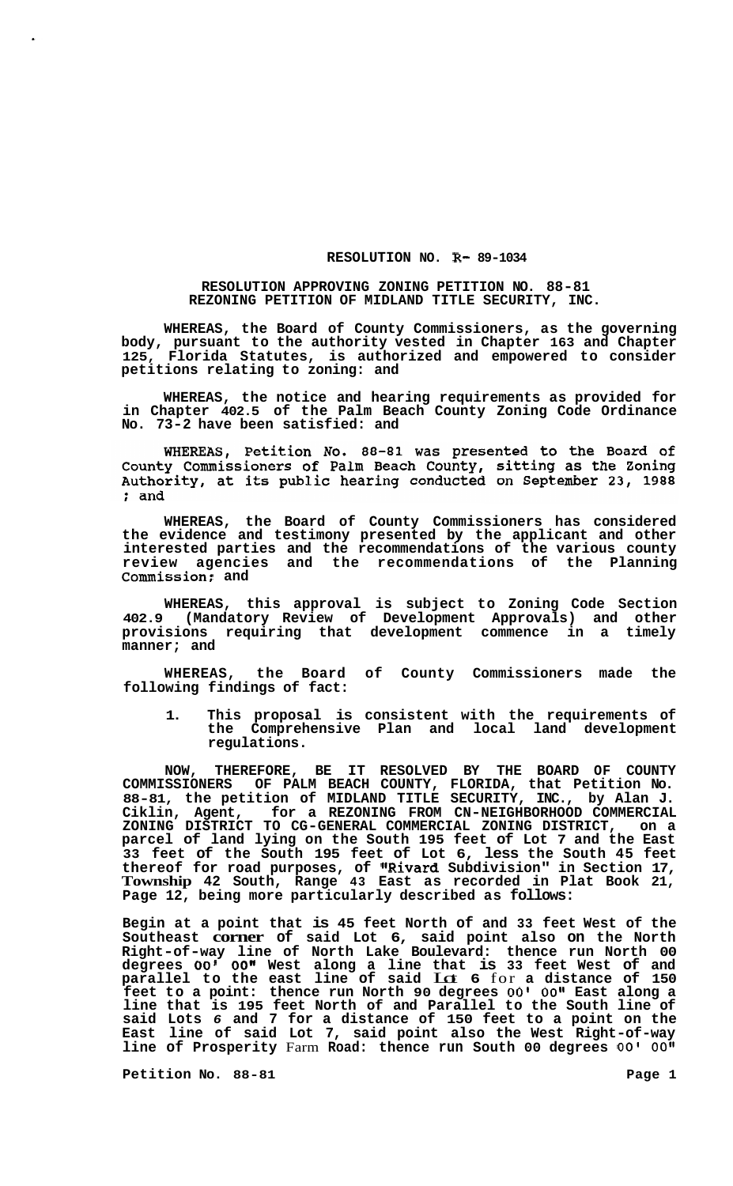**RESOLUTION NO. R- 89-1034**

**RESOLUTION APPROVING ZONING PETITION NO. 88-81**
**REZONING PETITION OF MIDLAND TITLE SECURITY, INC.**

**WHEREAS, the Board of County Commissioners, as the governing body, pursuant to the authority vested in Chapter 163 and Chapter 125, Florida Statutes, is authorized and empowered to consider petitions relating to zoning: and**

**WHEREAS, the notice and hearing requirements as provided for in Chapter 402.5 of the Palm Beach County Zoning Code Ordinance No. 73-2 have been satisfied: and**

**WHEREAS, Petition No. 88-81 was presented to the Board of County Commissioners of Palm Beach County, sitting as the Zoning Authority, at its public hearing conducted on September 23, 1988 ; and**

**WHEREAS, the Board of County Commissioners has considered the evidence and testimony presented by the applicant and other interested parties and the recommendations of the various county review agencies and the recommendations of the Planning Commission; and**

**WHEREAS, this approval is subject to Zoning Code Section 402.9 (Mandatory Review of Development Approvals) and other provisions requiring that development commence in a timely manner; and**

**WHEREAS, the Board of County Commissioners made the following findings of fact:**

1. **This proposal is consistent with the requirements of the Comprehensive Plan and local land development regulations.**

**NOW, THEREFORE, BE IT RESOLVED BY THE BOARD OF COUNTY COMMISSIONERS OF PALM BEACH COUNTY, FLORIDA, that Petition No. 88-81, the petition of MIDLAND TITLE SECURITY, INC., by Alan J. Ciklin, Agent, for a REZONING FROM CN-NEIGHBORHOOD COMMERCIAL ZONING DISTRICT TO CG-GENERAL COMMERCIAL ZONING DISTRICT, on a parcel of land lying on the South 195 feet of Lot 7 and the East 33 feet of the South 195 feet of Lot 6, less the South 45 feet thereof for road purposes, of "Rivard Subdivision" in Section 17, Township 42 South, Range 43 East as recorded in Plat Book 21, Page 12, being more particularly described as follows:**

**Begin at a point that is 45 feet North of and 33 feet West of the Southeast corner of said Lot 6, said point also on the North Right-of-way line of North Lake Boulevard: thence run North 00 degrees 00' 00" West along a line that is 33 feet West of and parallel to the east line of said Lot 6 for a distance of 150 feet to a point: thence run North 90 degrees 00' 00" East along a line that is 195 feet North of and Parallel to the South line of said Lots 6 and 7 for a distance of 150 feet to a point on the East line of said Lot 7, said point also the West Right-of-way line of Prosperity Farm Road: thence run South 00 degrees 00' 00"**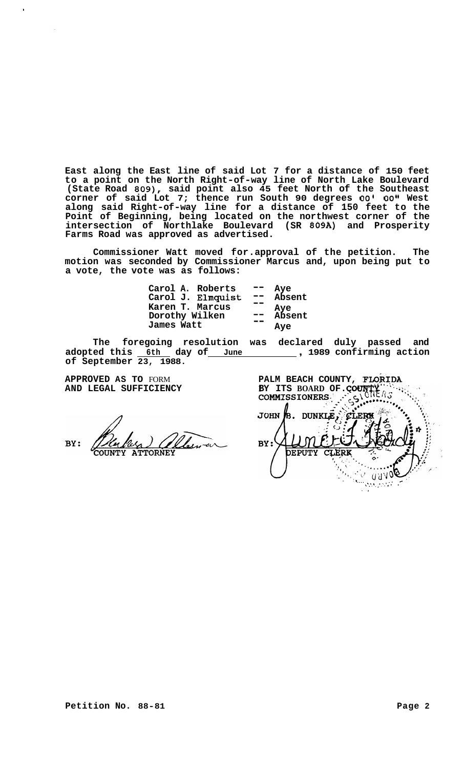**East along the East line of said Lot 7 for a distance of 150 feet to a point on the North Right-of-way line of North Lake Boulevard (State Road 809), said point also 45 feet North of the Southeast corner of said Lot 7; thence run South 90 degrees 00' 00" West along said Right-of-way line for a distance of 150 feet to the Point of Beginning, being located on the northwest corner of the intersection of Northlake Boulevard (SR 809A) and Prosperity Farms Road was approved as advertised.**

**Commissioner Watt moved for approval of the petition. The motion was seconded by Commissioner Marcus and, upon being put to a vote, the vote was as follows:**

| | | |
|---|---|---|
| **Carol A. Roberts** | **--** | **Aye** |
| **Carol J. Elmquist** | **--** | **Absent** |
| **Karen T. Marcus** | **--** | **Aye** |
| **Dorothy Wilken** | **--** | **Absent** |
| **James Watt** | **--** | **Aye** |

**The foregoing resolution was declared duly passed and adopted this 6th day of June, 1989 confirming action of September 23, 1988.**

**APPROVED AS TO FORM AND LEGAL SUFFICIENCY**

**BY:** ____________________
**COUNTY ATTORNEY**

**PALM BEACH COUNTY, FLORIDA BY ITS BOARD OF COUNTY COMMISSIONERS**

**JOHN B. DUNKLE, CLERK**

**BY:** ____________________
**DEPUTY CLERK**

**Petition No. 88-81**